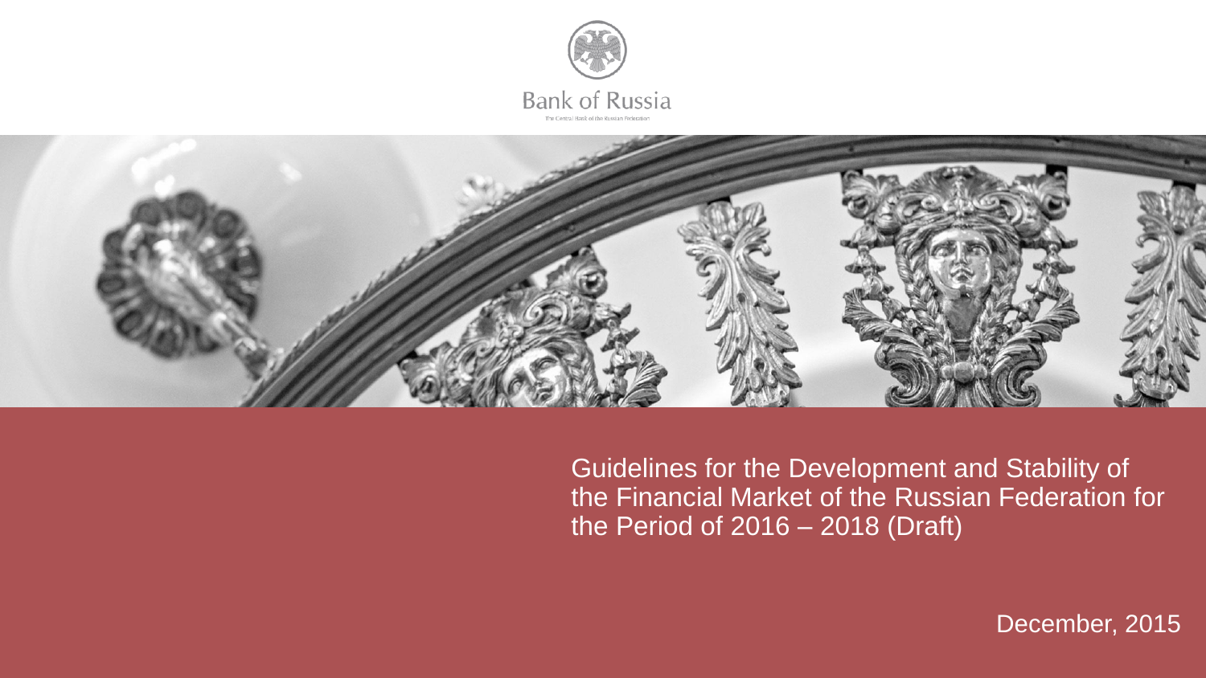Bank of Russia

The Central Bank of the Russian Federation

# Guidelines for the Development and Stability of the Financial Market of the Russian Federation for the Period of 2016 – 2018 (Draft)

December, 2015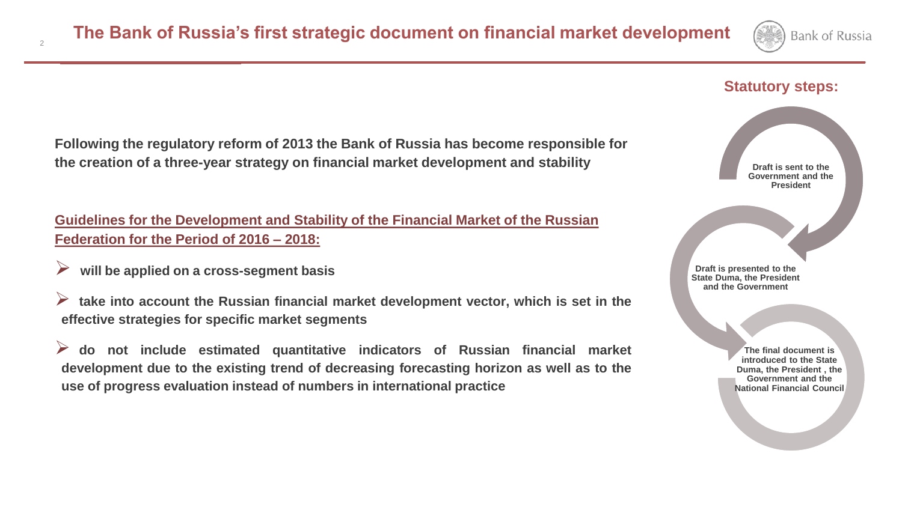# The Bank of Russia's first strategic document on financial market development

**Following the regulatory reform of 2013 the Bank of Russia has become responsible for the creation of a three-year strategy on financial market development and stability**

**Guidelines for the Development and Stability of the Financial Market of the Russian Federation for the Period of 2016 – 2018:**

- **will be applied on a cross-segment basis**
- **take into account the Russian financial market development vector, which is set in the effective strategies for specific market segments**
- **do not include estimated quantitative indicators of Russian financial market development due to the existing trend of decreasing forecasting horizon as well as to the use of progress evaluation instead of numbers in international practice**

## Statutory steps:

1. Draft is sent to the Government and the President
2. Draft is presented to the State Duma, the President and the Government
3. The final document is introduced to the State Duma, the President , the Government and the National Financial Council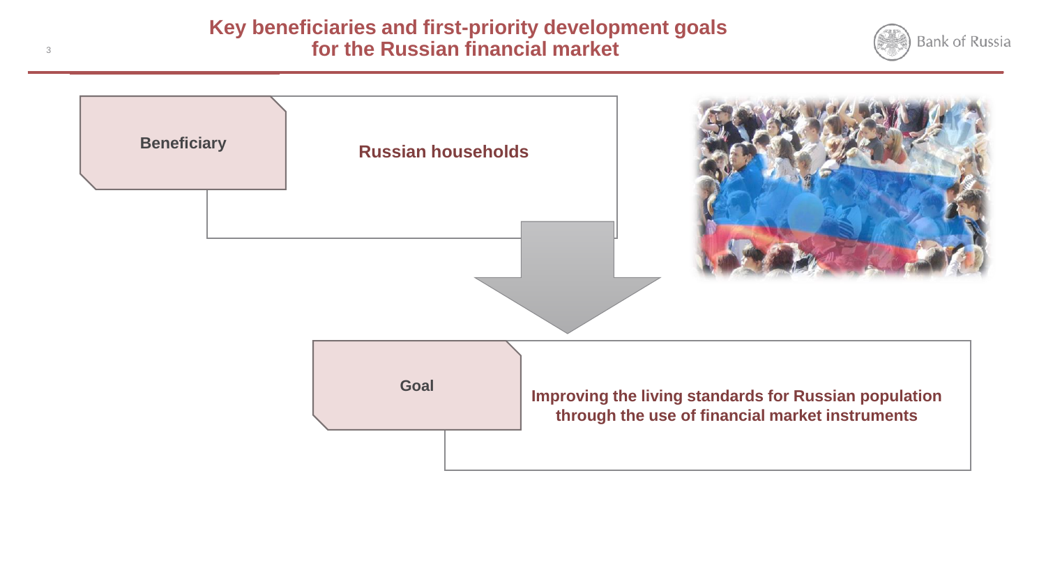# Key beneficiaries and first-priority development goals for the Russian financial market

**Beneficiary**

**Russian households**

**Goal**

**Improving the living standards for Russian population through the use of financial market instruments**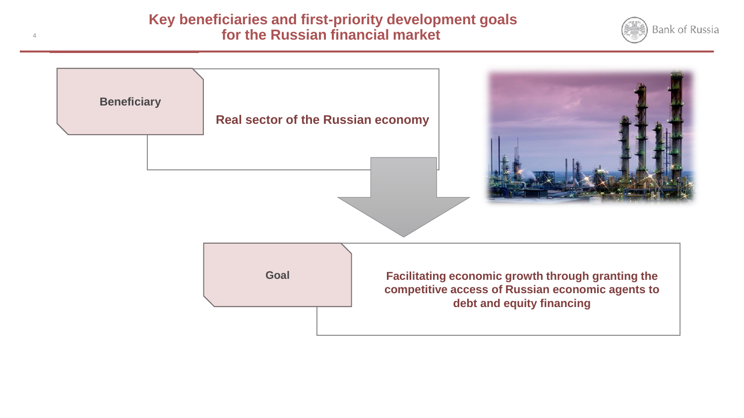# Key beneficiaries and first-priority development goals for the Russian financial market

**Beneficiary**

**Real sector of the Russian economy**

**Goal**

**Facilitating economic growth through granting the competitive access of Russian economic agents to debt and equity financing**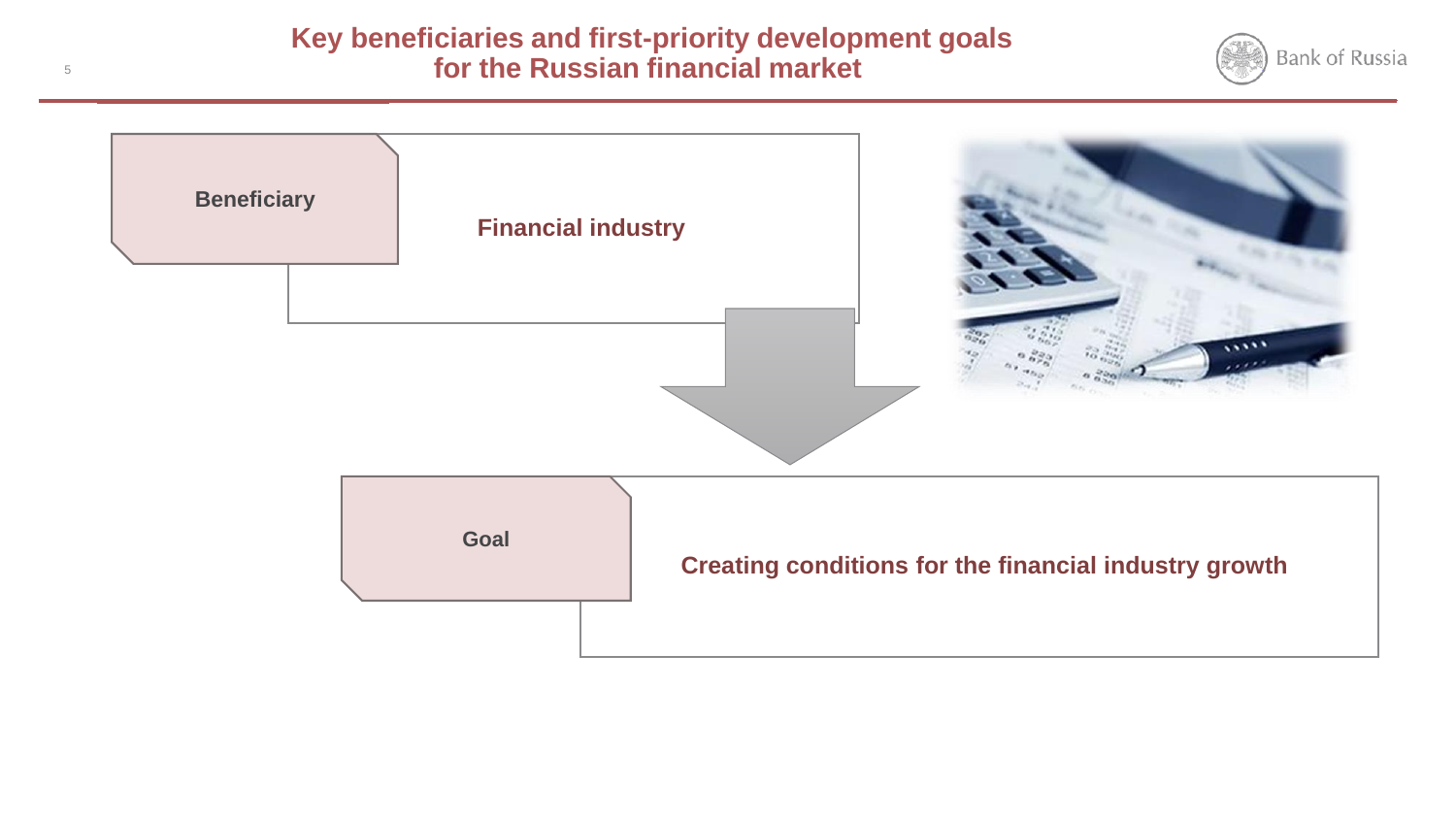# Key beneficiaries and first-priority development goals for the Russian financial market

**Beneficiary**

**Financial industry**

**Goal**

**Creating conditions for the financial industry growth**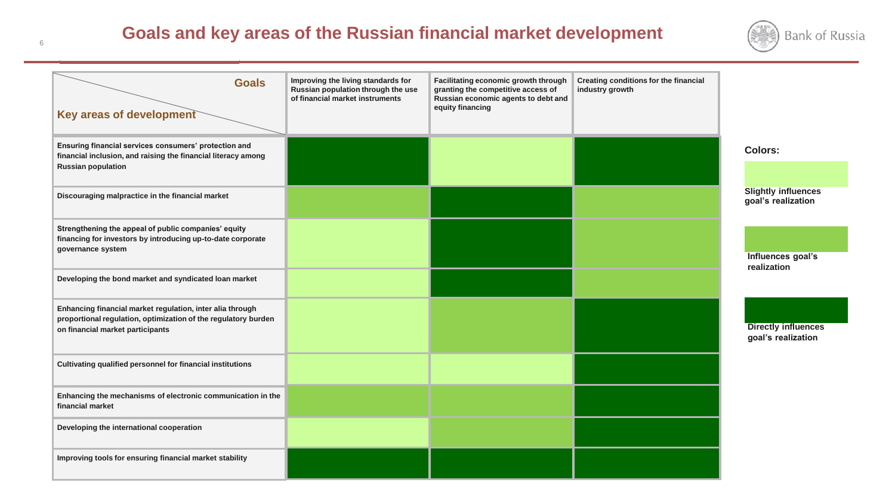# Goals and key areas of the Russian financial market development

| Key areas of development \ Goals | Improving the living standards for Russian population through the use of financial market instruments | Facilitating economic growth through granting the competitive access of Russian economic agents to debt and equity financing | Creating conditions for the financial industry growth |
|---|---|---|---|
| Ensuring financial services consumers' protection and financial inclusion, and raising the financial literacy among Russian population | Directly influences goal's realization | Slightly influences goal's realization | Directly influences goal's realization |
| Discouraging malpractice in the financial market | Influences goal's realization | Directly influences goal's realization | Influences goal's realization |
| Strengthening the appeal of public companies' equity financing for investors by introducing up-to-date corporate governance system | Slightly influences goal's realization | Directly influences goal's realization | Influences goal's realization |
| Developing the bond market and syndicated loan market | Slightly influences goal's realization | Directly influences goal's realization | Influences goal's realization |
| Enhancing financial market regulation, inter alia through proportional regulation, optimization of the regulatory burden on financial market participants | Slightly influences goal's realization | Influences goal's realization | Directly influences goal's realization |
| Cultivating qualified personnel for financial institutions | Slightly influences goal's realization | Slightly influences goal's realization | Directly influences goal's realization |
| Enhancing the mechanisms of electronic communication in the financial market | Influences goal's realization | Influences goal's realization | Directly influences goal's realization |
| Developing the international cooperation | Slightly influences goal's realization | Influences goal's realization | Directly influences goal's realization |
| Improving tools for ensuring financial market stability | Directly influences goal's realization | Directly influences goal's realization | Directly influences goal's realization |

**Colors:**

- Slightly influences goal's realization (light green)
- Influences goal's realization (medium green)
- Directly influences goal's realization (dark green)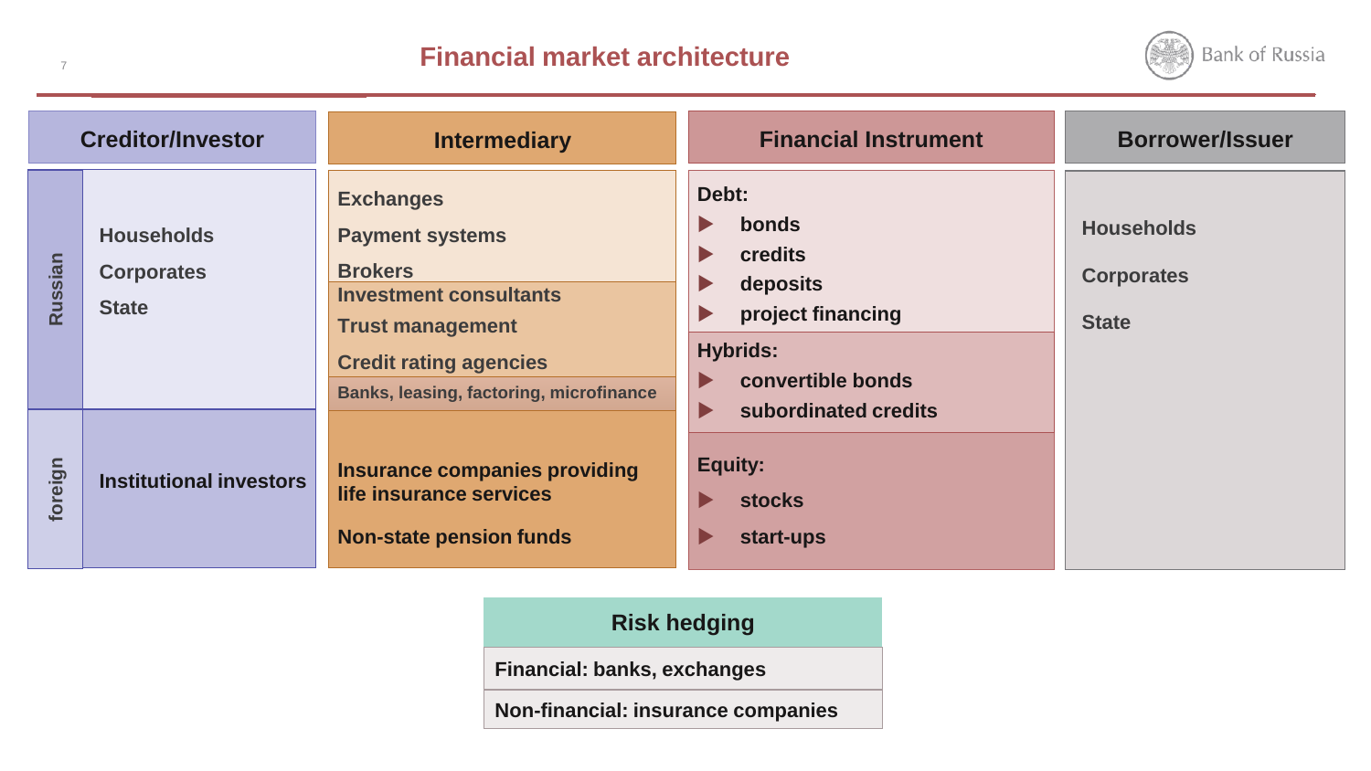# Financial market architecture

| Creditor/Investor | | Intermediary | Financial Instrument | Borrower/Issuer |
|---|---|---|---|---|
| Russian | Households<br>Corporates<br>State | Exchanges<br>Payment systems<br>Brokers<br>Investment consultants<br>Trust management<br>Credit rating agencies<br>Banks, leasing, factoring, microfinance | **Debt:**<br>▶ bonds<br>▶ credits<br>▶ deposits<br>▶ project financing<br>**Hybrids:**<br>▶ convertible bonds<br>▶ subordinated credits | Households<br>Corporates<br>State |
| foreign | Institutional investors | Insurance companies providing life insurance services<br>Non-state pension funds | **Equity:**<br>▶ stocks<br>▶ start-ups | |

| Risk hedging |
|---|
| Financial: banks, exchanges |
| Non-financial: insurance companies |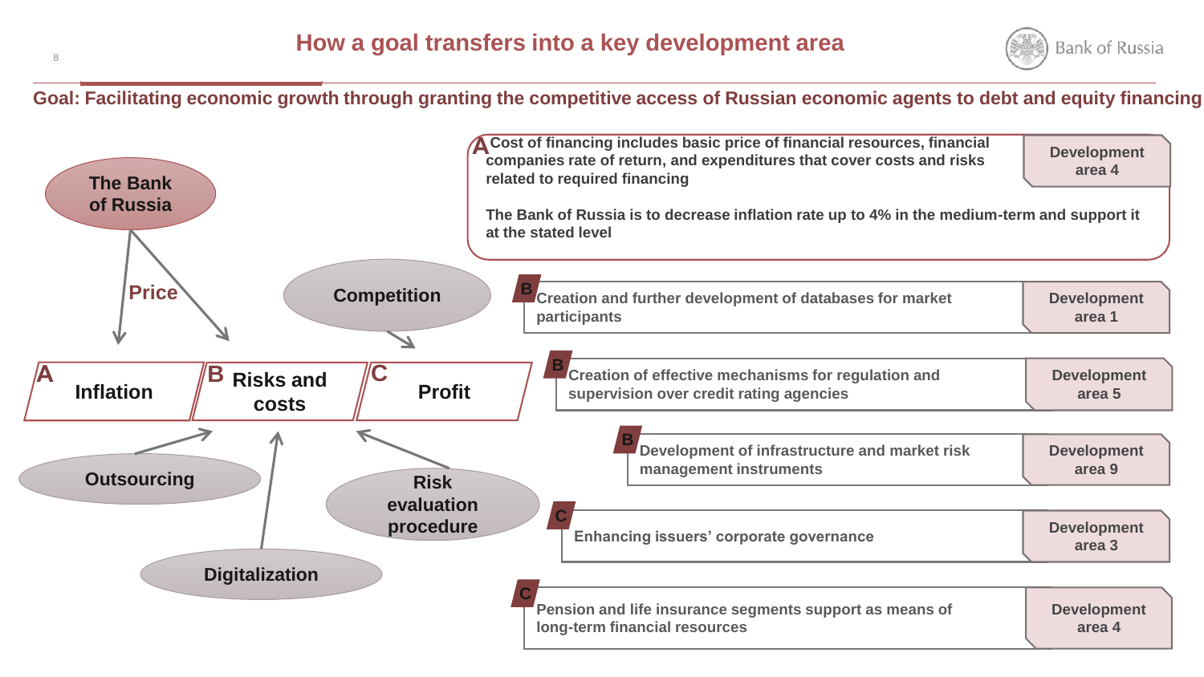# How a goal transfers into a key development area

**Goal: Facilitating economic growth through granting the competitive access of Russian economic agents to debt and equity financing**

The Bank of Russia

Price

Competition

**A** Inflation

**B** Risks and costs

**C** Profit

Outsourcing

Risk evaluation procedure

Digitalization

**A** Cost of financing includes basic price of financial resources, financial companies rate of return, and expenditures that cover costs and risks related to required financing — Development area 4

The Bank of Russia is to decrease inflation rate up to 4% in the medium-term and support it at the stated level

**B** Creation and further development of databases for market participants — Development area 1

**B** Creation of effective mechanisms for regulation and supervision over credit rating agencies — Development area 5

**B** Development of infrastructure and market risk management instruments — Development area 9

**C** Enhancing issuers' corporate governance — Development area 3

**C** Pension and life insurance segments support as means of long-term financial resources — Development area 4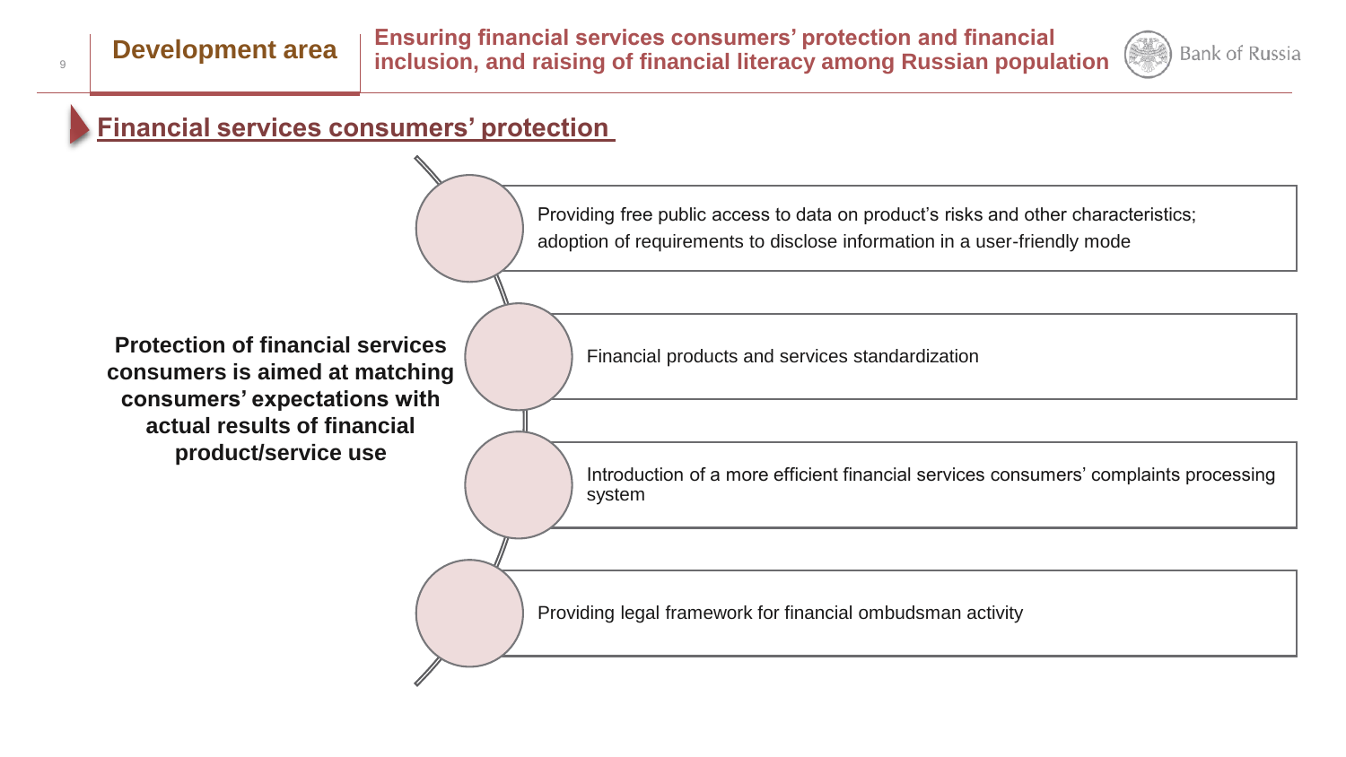**Development area** | **Ensuring financial services consumers' protection and financial inclusion, and raising of financial literacy among Russian population**

## Financial services consumers' protection

**Protection of financial services consumers is aimed at matching consumers' expectations with actual results of financial product/service use**

- Providing free public access to data on product's risks and other characteristics; adoption of requirements to disclose information in a user-friendly mode
- Financial products and services standardization
- Introduction of a more efficient financial services consumers' complaints processing system
- Providing legal framework for financial ombudsman activity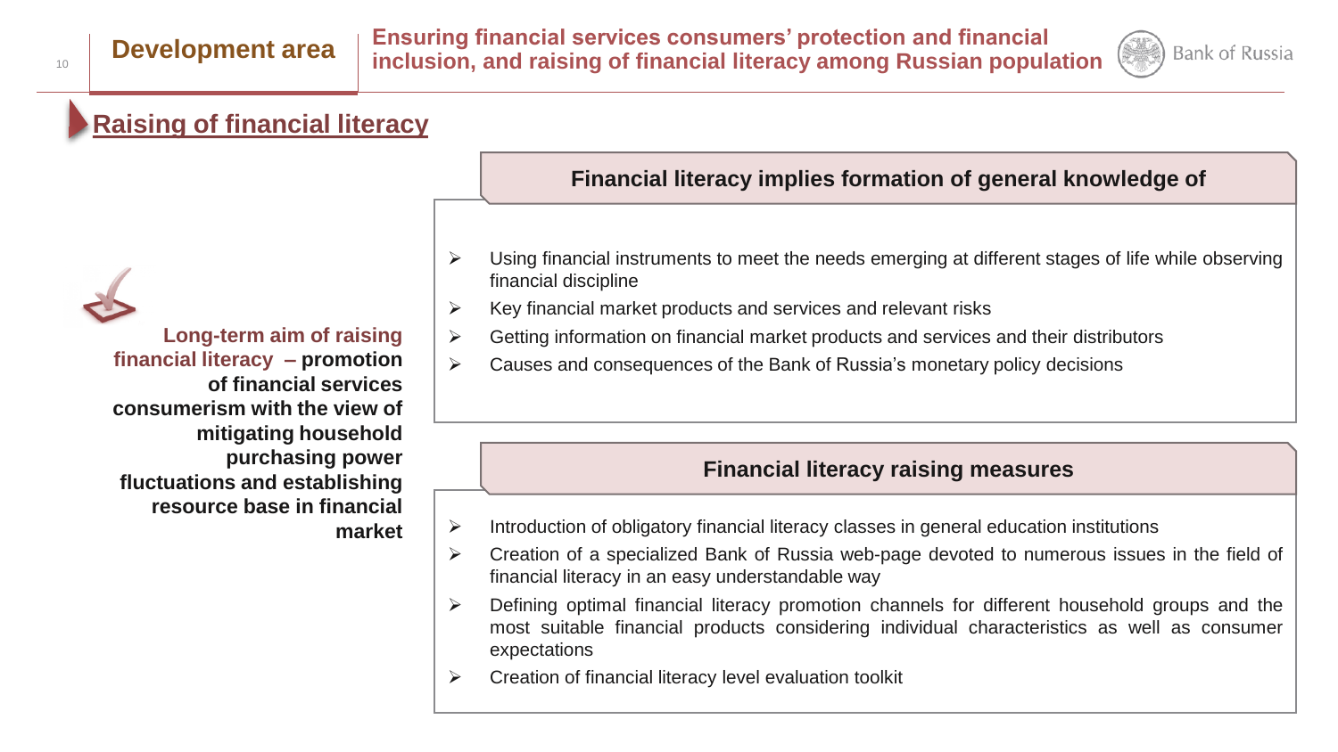## Development area

**Ensuring financial services consumers' protection and financial inclusion, and raising of financial literacy among Russian population**

### Raising of financial literacy

**Long-term aim of raising financial literacy – promotion of financial services consumerism with the view of mitigating household purchasing power fluctuations and establishing resource base in financial market**

**Financial literacy implies formation of general knowledge of**

- Using financial instruments to meet the needs emerging at different stages of life while observing financial discipline
- Key financial market products and services and relevant risks
- Getting information on financial market products and services and their distributors
- Causes and consequences of the Bank of Russia's monetary policy decisions

**Financial literacy raising measures**

- Introduction of obligatory financial literacy classes in general education institutions
- Creation of a specialized Bank of Russia web-page devoted to numerous issues in the field of financial literacy in an easy understandable way
- Defining optimal financial literacy promotion channels for different household groups and the most suitable financial products considering individual characteristics as well as consumer expectations
- Creation of financial literacy level evaluation toolkit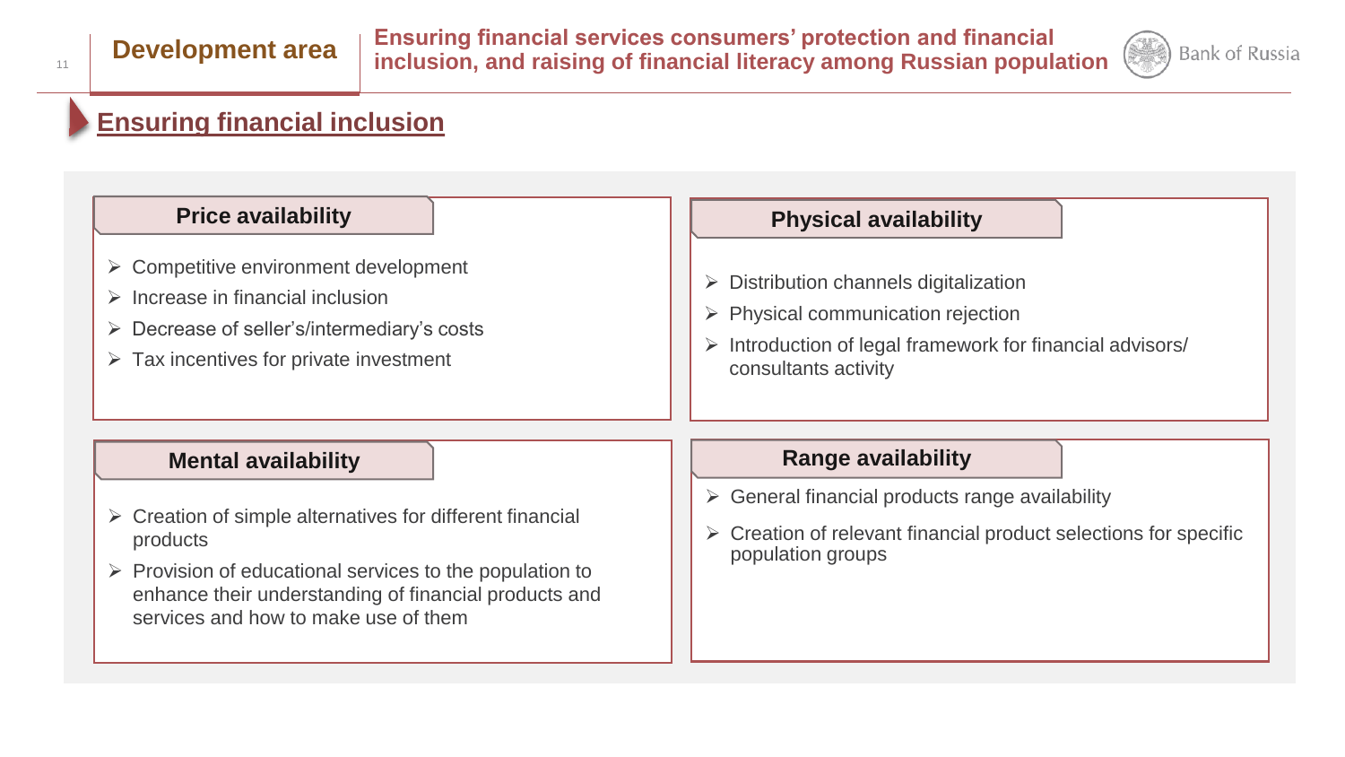**Development area** — **Ensuring financial services consumers' protection and financial inclusion, and raising of financial literacy among Russian population**

## Ensuring financial inclusion

### Price availability

- Competitive environment development
- Increase in financial inclusion
- Decrease of seller's/intermediary's costs
- Tax incentives for private investment

### Physical availability

- Distribution channels digitalization
- Physical communication rejection
- Introduction of legal framework for financial advisors/ consultants activity

### Mental availability

- Creation of simple alternatives for different financial products
- Provision of educational services to the population to enhance their understanding of financial products and services and how to make use of them

### Range availability

- General financial products range availability
- Creation of relevant financial product selections for specific population groups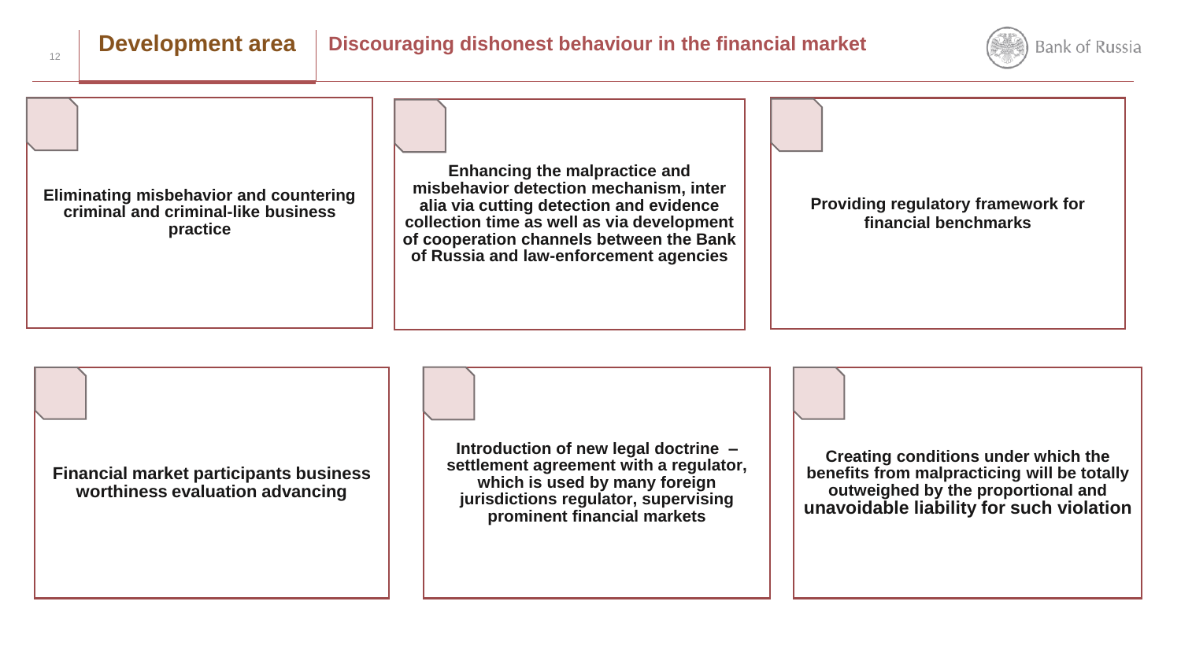## Development area | Discouraging dishonest behaviour in the financial market

**Eliminating misbehavior and countering criminal and criminal-like business practice**

**Enhancing the malpractice and misbehavior detection mechanism, inter alia via cutting detection and evidence collection time as well as via development of cooperation channels between the Bank of Russia and law-enforcement agencies**

**Providing regulatory framework for financial benchmarks**

**Financial market participants business worthiness evaluation advancing**

**Introduction of new legal doctrine – settlement agreement with a regulator, which is used by many foreign jurisdictions regulator, supervising prominent financial markets**

**Creating conditions under which the benefits from malpracticing will be totally outweighed by the proportional and unavoidable liability for such violation**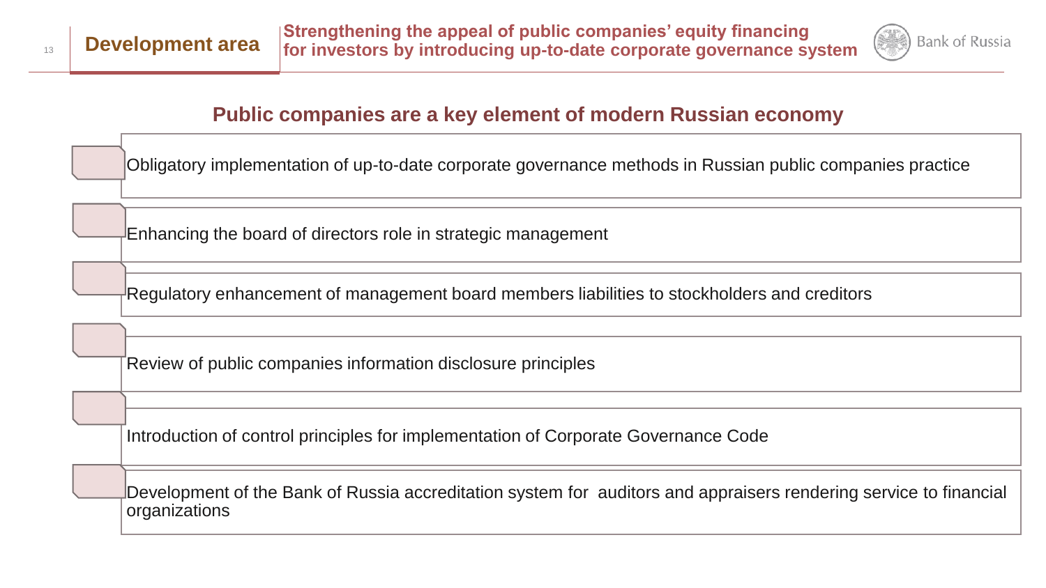**Development area**

**Strengthening the appeal of public companies' equity financing for investors by introducing up-to-date corporate governance system**

## Public companies are a key element of modern Russian economy

- Obligatory implementation of up-to-date corporate governance methods in Russian public companies practice
- Enhancing the board of directors role in strategic management
- Regulatory enhancement of management board members liabilities to stockholders and creditors
- Review of public companies information disclosure principles
- Introduction of control principles for implementation of Corporate Governance Code
- Development of the Bank of Russia accreditation system for auditors and appraisers rendering service to financial organizations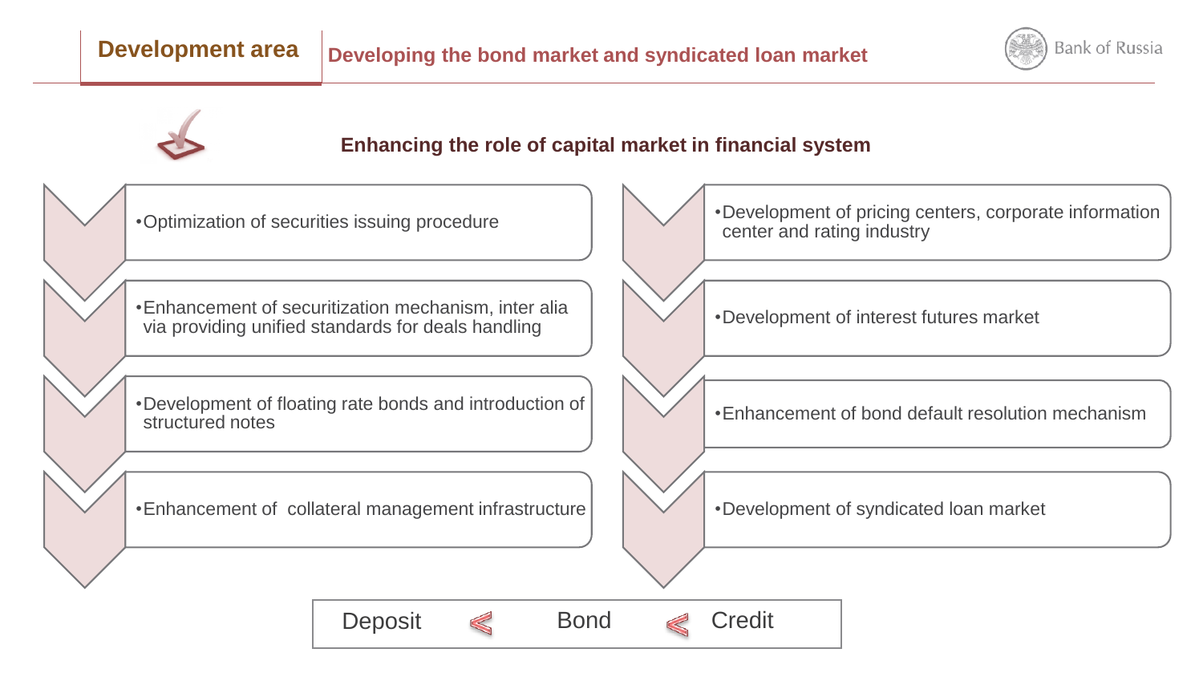## Development area

### Developing the bond market and syndicated loan market

**Enhancing the role of capital market in financial system**

- Optimization of securities issuing procedure
- Enhancement of securitization mechanism, inter alia via providing unified standards for deals handling
- Development of floating rate bonds and introduction of structured notes
- Enhancement of collateral management infrastructure

- Development of pricing centers, corporate information center and rating industry
- Development of interest futures market
- Enhancement of bond default resolution mechanism
- Development of syndicated loan market

Deposit < Bond < Credit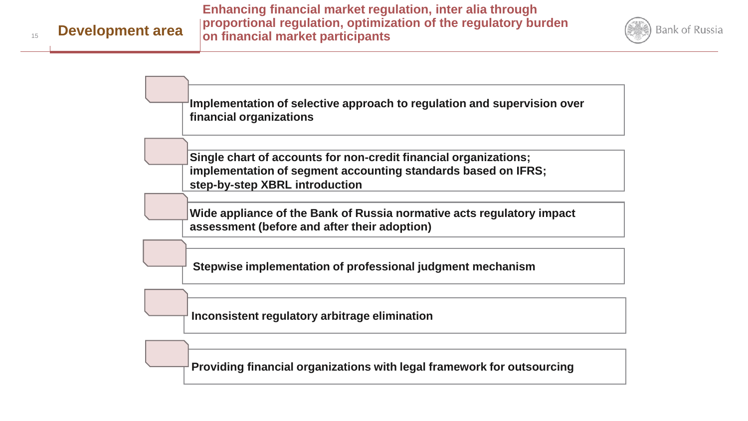## Development area

## Enhancing financial market regulation, inter alia through proportional regulation, optimization of the regulatory burden on financial market participants

- **Implementation of selective approach to regulation and supervision over financial organizations**
- **Single chart of accounts for non-credit financial organizations; implementation of segment accounting standards based on IFRS; step-by-step XBRL introduction**
- **Wide appliance of the Bank of Russia normative acts regulatory impact assessment (before and after their adoption)**
- **Stepwise implementation of professional judgment mechanism**
- **Inconsistent regulatory arbitrage elimination**
- **Providing financial organizations with legal framework for outsourcing**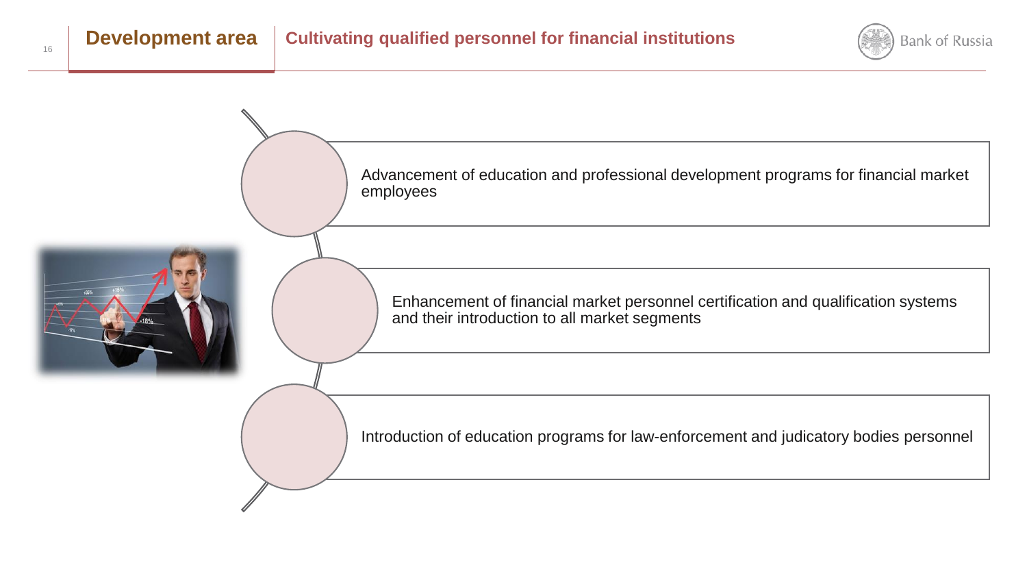# Development area

## Cultivating qualified personnel for financial institutions

- Advancement of education and professional development programs for financial market employees
- Enhancement of financial market personnel certification and qualification systems and their introduction to all market segments
- Introduction of education programs for law-enforcement and judicatory bodies personnel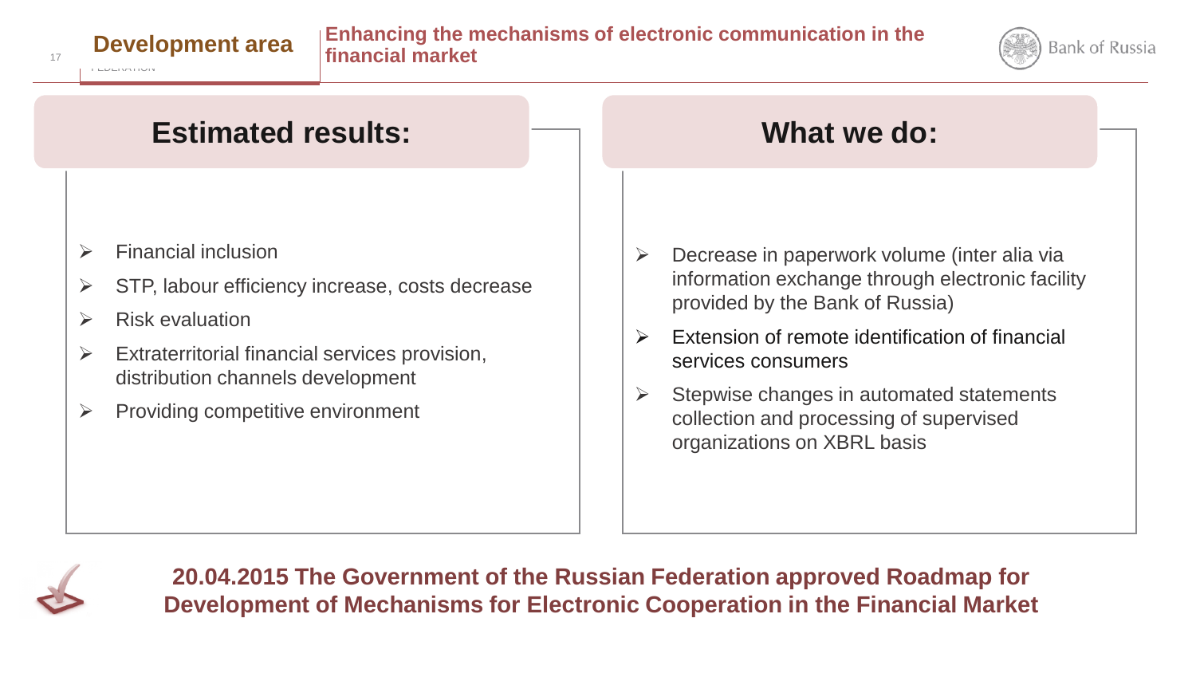**Development area**

## Enhancing the mechanisms of electronic communication in the financial market

### Estimated results:

- Financial inclusion
- STP, labour efficiency increase, costs decrease
- Risk evaluation
- Extraterritorial financial services provision, distribution channels development
- Providing competitive environment

### What we do:

- Decrease in paperwork volume (inter alia via information exchange through electronic facility provided by the Bank of Russia)
- Extension of remote identification of financial services consumers
- Stepwise changes in automated statements collection and processing of supervised organizations on XBRL basis

**20.04.2015 The Government of the Russian Federation approved Roadmap for Development of Mechanisms for Electronic Cooperation in the Financial Market**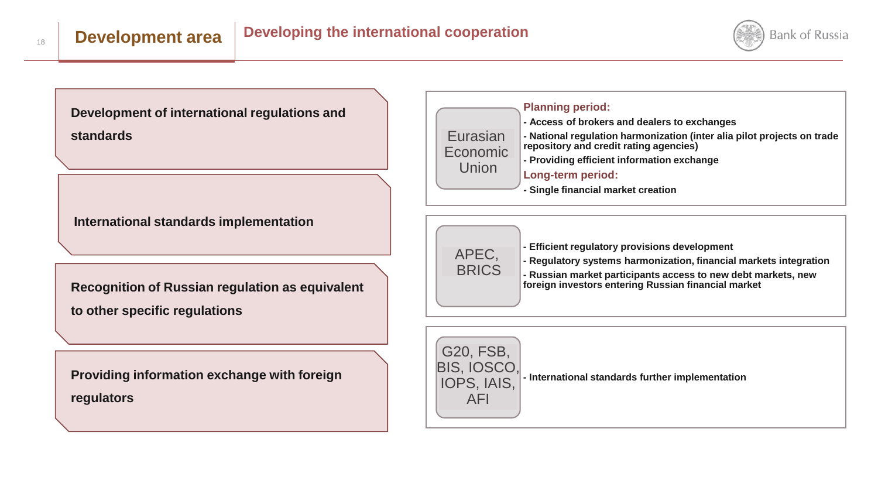# Development area

## Developing the international cooperation

**Development of international regulations and standards**

**International standards implementation**

**Recognition of Russian regulation as equivalent to other specific regulations**

**Providing information exchange with foreign regulators**

| | |
|---|---|
| Eurasian Economic Union | **Planning period:**<br>- Access of brokers and dealers to exchanges<br>- National regulation harmonization (inter alia pilot projects on trade repository and credit rating agencies)<br>- Providing efficient information exchange<br>**Long-term period:**<br>- Single financial market creation |
| APEC, BRICS | - Efficient regulatory provisions development<br>- Regulatory systems harmonization, financial markets integration<br>- Russian market participants access to new debt markets, new foreign investors entering Russian financial market |
| G20, FSB, BIS, IOSCO, IOPS, IAIS, AFI | - International standards further implementation |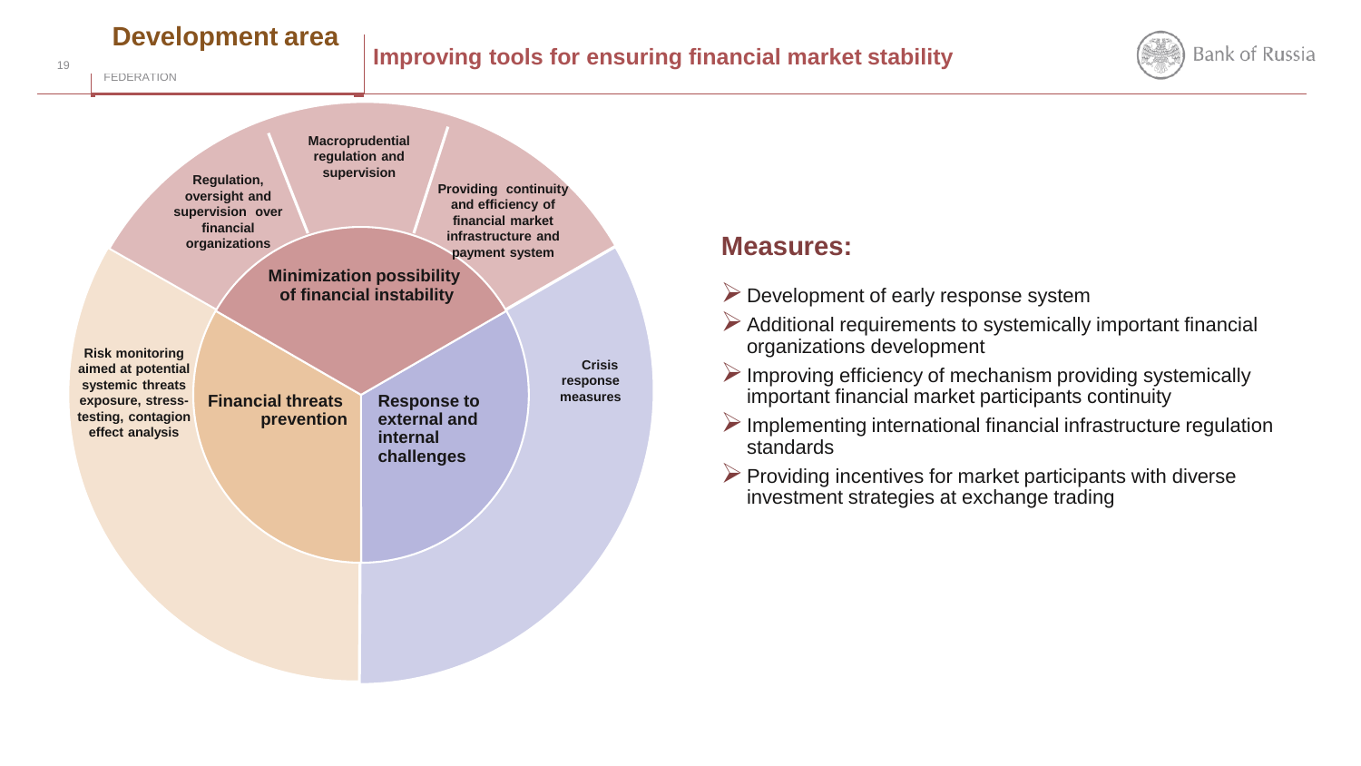## Development area

FEDERATION

## Improving tools for ensuring financial market stability

Bank of Russia

**Minimization possibility of financial instability**
- Regulation, oversight and supervision over financial organizations
- Macroprudential regulation and supervision
- Providing continuity and efficiency of financial market infrastructure and payment system

**Financial threats prevention**
- Risk monitoring aimed at potential systemic threats exposure, stress-testing, contagion effect analysis

**Response to external and internal challenges**
- Crisis response measures

### Measures:

- Development of early response system
- Additional requirements to systemically important financial organizations development
- Improving efficiency of mechanism providing systemically important financial market participants continuity
- Implementing international financial infrastructure regulation standards
- Providing incentives for market participants with diverse investment strategies at exchange trading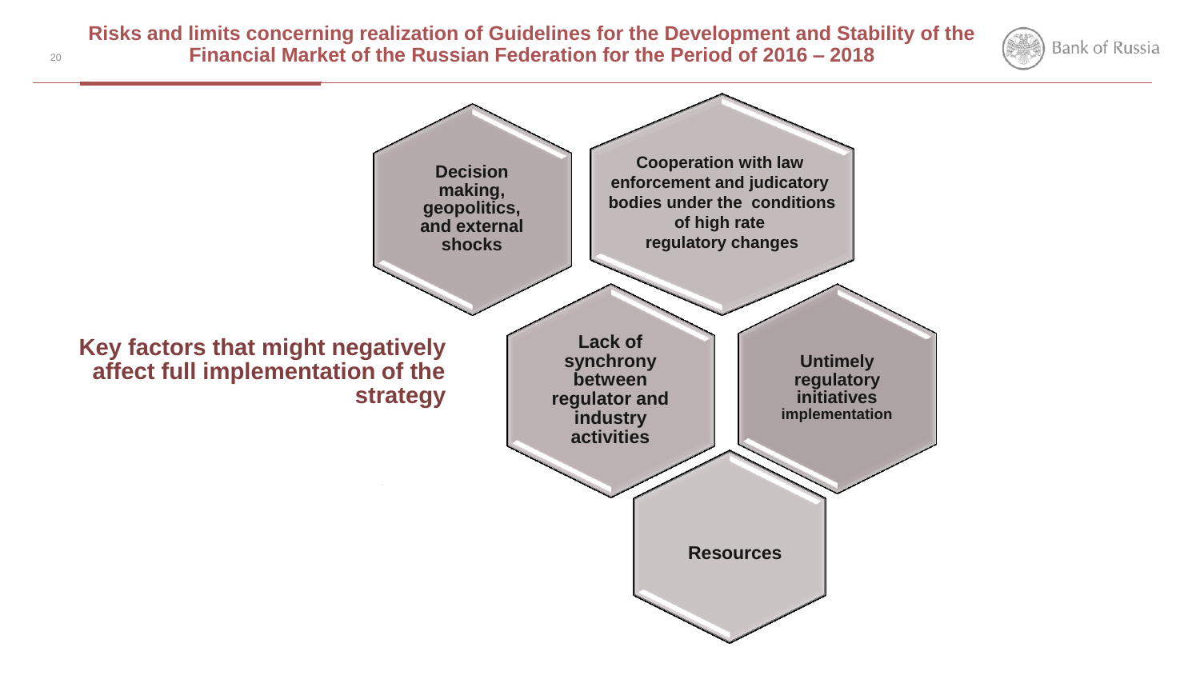# Risks and limits concerning realization of Guidelines for the Development and Stability of the Financial Market of the Russian Federation for the Period of 2016 – 2018

**Key factors that might negatively affect full implementation of the strategy**

- Decision making, geopolitics, and external shocks
- Cooperation with law enforcement and judicatory bodies under the conditions of high rate regulatory changes
- Lack of synchrony between regulator and industry activities
- Untimely regulatory initiatives implementation
- Resources